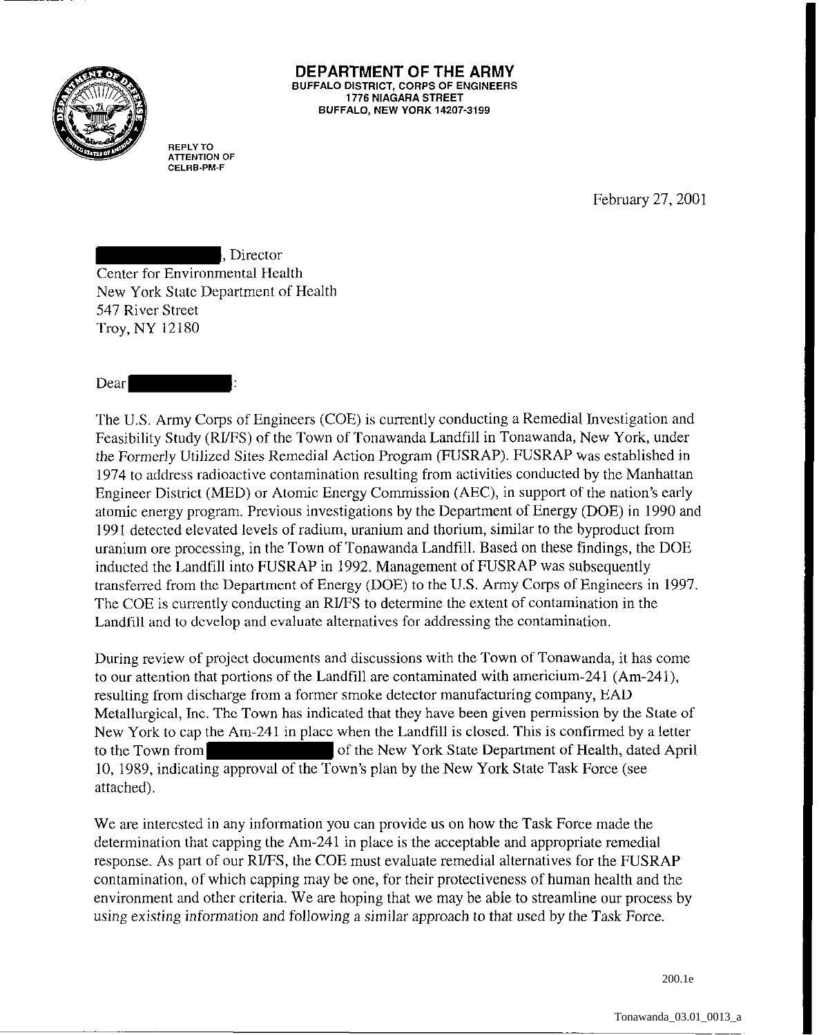# DEPARTMENT OF THE ARMY

**BUFFALO DISTRICT, CORPS OF ENGINEERS**
**1776 NIAGARA STREET**
**BUFFALO, NEW YORK 14207-3199**

REPLY TO
ATTENTION OF
CELRB-PM-F

February 27, 2001

[REDACTED], Director
Center for Environmental Health
New York State Department of Health
547 River Street
Troy, NY 12180

Dear [REDACTED]:

The U.S. Army Corps of Engineers (COE) is currently conducting a Remedial Investigation and Feasibility Study (RI/FS) of the Town of Tonawanda Landfill in Tonawanda, New York, under the Formerly Utilized Sites Remedial Action Program (FUSRAP). FUSRAP was established in 1974 to address radioactive contamination resulting from activities conducted by the Manhattan Engineer District (MED) or Atomic Energy Commission (AEC), in support of the nation's early atomic energy program. Previous investigations by the Department of Energy (DOE) in 1990 and 1991 detected elevated levels of radium, uranium and thorium, similar to the byproduct from uranium ore processing, in the Town of Tonawanda Landfill. Based on these findings, the DOE inducted the Landfill into FUSRAP in 1992. Management of FUSRAP was subsequently transferred from the Department of Energy (DOE) to the U.S. Army Corps of Engineers in 1997. The COE is currently conducting an RI/FS to determine the extent of contamination in the Landfill and to develop and evaluate alternatives for addressing the contamination.

During review of project documents and discussions with the Town of Tonawanda, it has come to our attention that portions of the Landfill are contaminated with americium-241 (Am-241), resulting from discharge from a former smoke detector manufacturing company, EAD Metallurgical, Inc. The Town has indicated that they have been given permission by the State of New York to cap the Am-241 in place when the Landfill is closed. This is confirmed by a letter to the Town from [REDACTED] of the New York State Department of Health, dated April 10, 1989, indicating approval of the Town's plan by the New York State Task Force (see attached).

We are interested in any information you can provide us on how the Task Force made the determination that capping the Am-241 in place is the acceptable and appropriate remedial response. As part of our RI/FS, the COE must evaluate remedial alternatives for the FUSRAP contamination, of which capping may be one, for their protectiveness of human health and the environment and other criteria. We are hoping that we may be able to streamline our process by using existing information and following a similar approach to that used by the Task Force.

200.1e

Tonawanda_03.01_0013_a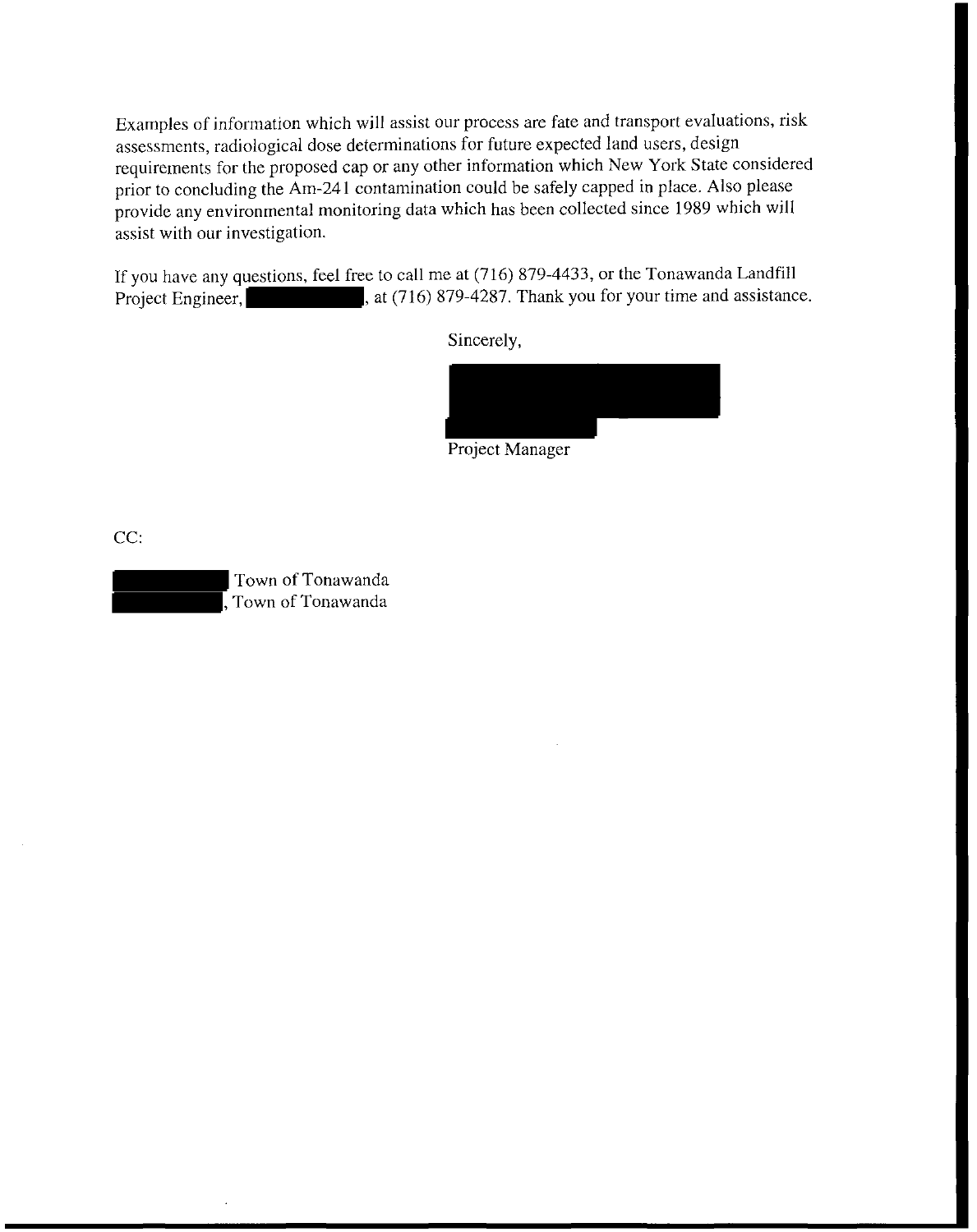Examples of information which will assist our process are fate and transport evaluations, risk assessments, radiological dose determinations for future expected land users, design requirements for the proposed cap or any other information which New York State considered prior to concluding the Am-241 contamination could be safely capped in place. Also please provide any environmental monitoring data which has been collected since 1989 which will assist with our investigation.

If you have any questions, feel free to call me at (716) 879-4433, or the Tonawanda Landfill Project Engineer, [REDACTED], at (716) 879-4287. Thank you for your time and assistance.

Sincerely,

[REDACTED]

Project Manager

CC:

[REDACTED] Town of Tonawanda
[REDACTED], Town of Tonawanda